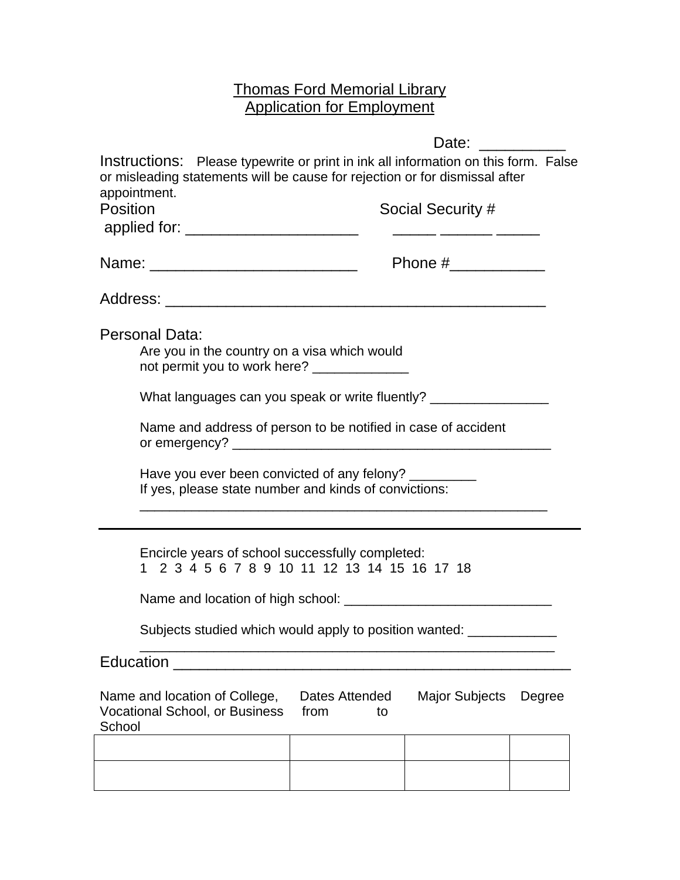# Thomas Ford Memorial Library
## Application for Employment

Date: __________

Instructions: Please typewrite or print in ink all information on this form. False or misleading statements will be cause for rejection or for dismissal after appointment.

Position applied for: ____________________ Social Security # _____ ______ _____

Name: ________________________ Phone #___________

Address: ____________________________________________

Personal Data:

Are you in the country on a visa which would not permit you to work here? _____________

What languages can you speak or write fluently? ________________

Name and address of person to be notified in case of accident or emergency? ____________________________________________

Have you ever been convicted of any felony? _________
If yes, please state number and kinds of convictions:
_______________________________________________________

---

Encircle years of school successfully completed:
1 2 3 4 5 6 7 8 9 10 11 12 13 14 15 16 17 18

Name and location of high school: ____________________________

Subjects studied which would apply to position wanted: ____________
_______________________________________________________

Education _______________________________________________

| Name and location of College, Vocational School, or Business School | Dates Attended from to | Major Subjects | Degree |
|---|---|---|---|
| | | | |
| | | | |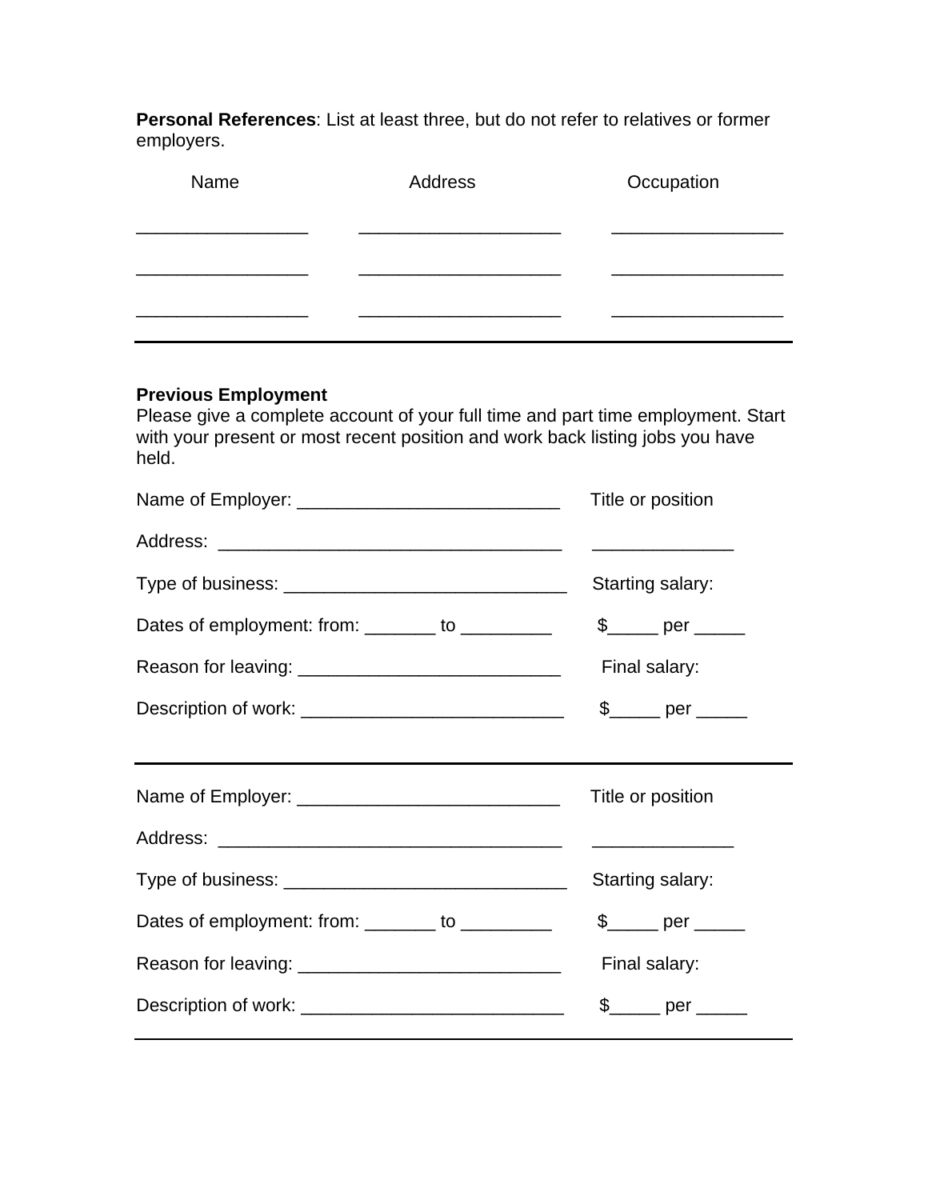**Personal References**: List at least three, but do not refer to relatives or former employers.

| Name | Address | Occupation |
| --- | --- | --- |
| ________________ | ___________________ | ________________ |
| ________________ | ___________________ | ________________ |
| ________________ | ___________________ | ________________ |

---

**Previous Employment**

Please give a complete account of your full time and part time employment. Start with your present or most recent position and work back listing jobs you have held.

Name of Employer: _________________________ Title or position

Address: _________________________________ _____________

Type of business: ___________________________ Starting salary:

Dates of employment: from: _______ to _________ $_____ per _____

Reason for leaving: _________________________ Final salary:

Description of work: _________________________ $_____ per _____

---

Name of Employer: _________________________ Title or position

Address: _________________________________ _____________

Type of business: ___________________________ Starting salary:

Dates of employment: from: _______ to _________ $_____ per _____

Reason for leaving: _________________________ Final salary:

Description of work: _________________________ $_____ per _____

---